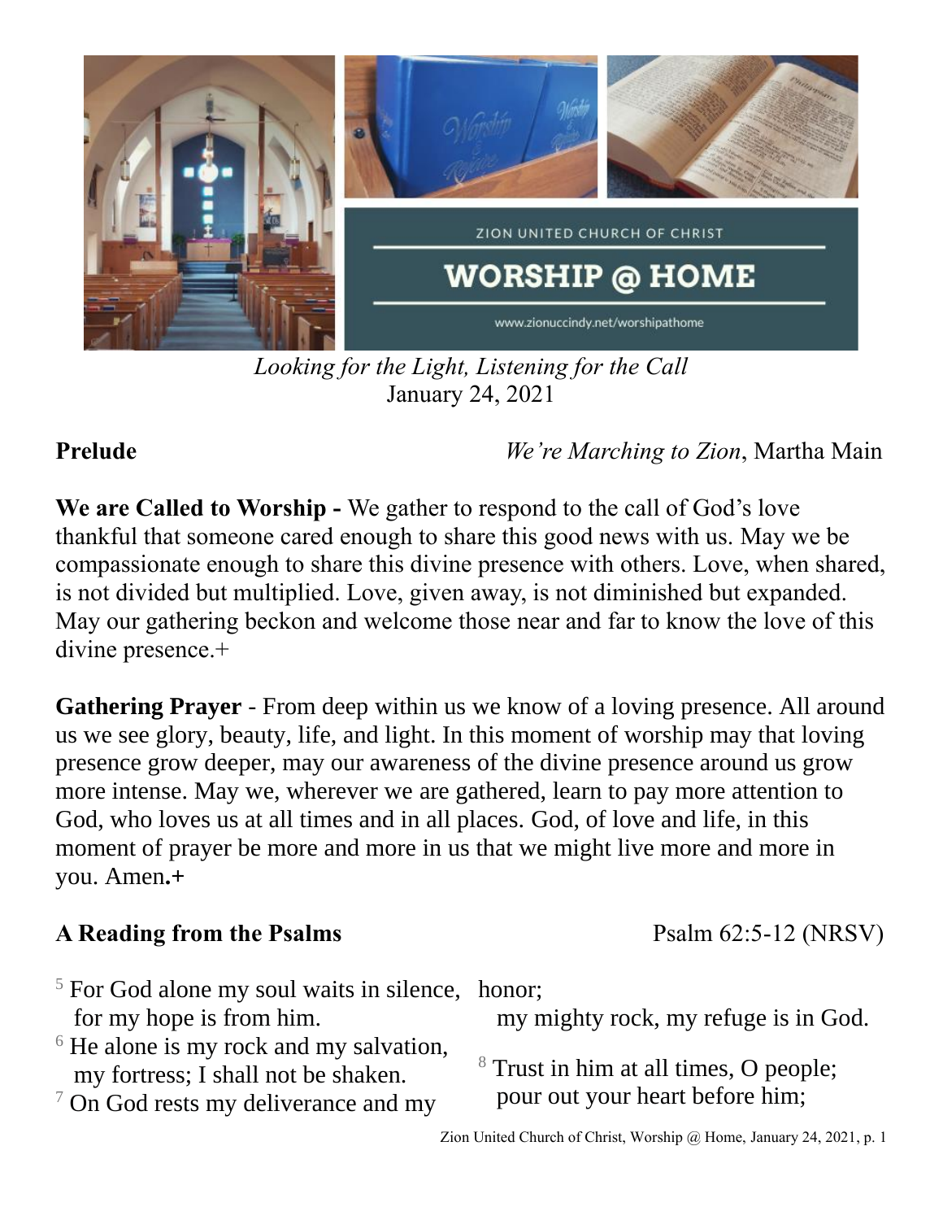ZION UNITED CHURCH OF CHRIST

# WORSHIP @ HOME

www.zionuccindy.net/worshipathome

*Looking for the Light, Listening for the Call*
January 24, 2021

**Prelude** *We're Marching to Zion*, Martha Main

**We are Called to Worship -** We gather to respond to the call of God's love thankful that someone cared enough to share this good news with us. May we be compassionate enough to share this divine presence with others. Love, when shared, is not divided but multiplied. Love, given away, is not diminished but expanded. May our gathering beckon and welcome those near and far to know the love of this divine presence.+

**Gathering Prayer** - From deep within us we know of a loving presence. All around us we see glory, beauty, life, and light. In this moment of worship may that loving presence grow deeper, may our awareness of the divine presence around us grow more intense. May we, wherever we are gathered, learn to pay more attention to God, who loves us at all times and in all places. God, of love and life, in this moment of prayer be more and more in us that we might live more and more in you. Amen**.+**

**A Reading from the Psalms** Psalm 62:5-12 (NRSV)

[5] For God alone my soul waits in silence,
for my hope is from him.
[6] He alone is my rock and my salvation,
my fortress; I shall not be shaken.
[7] On God rests my deliverance and my honor;
my mighty rock, my refuge is in God.

[8] Trust in him at all times, O people;
pour out your heart before him;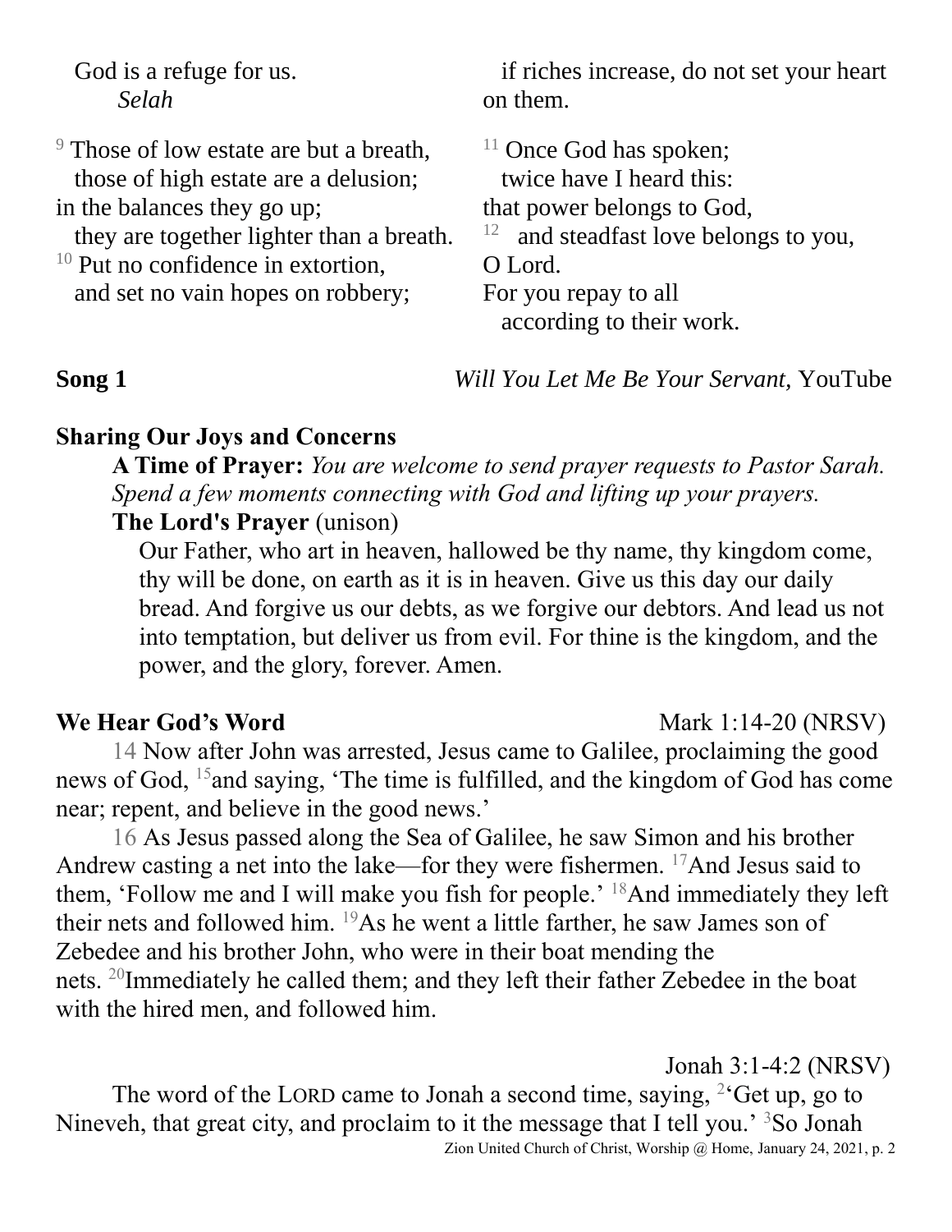God is a refuge for us.
*Selah*

[9] Those of low estate are but a breath,
those of high estate are a delusion;
in the balances they go up;
they are together lighter than a breath.
[10] Put no confidence in extortion,
and set no vain hopes on robbery;
if riches increase, do not set your heart on them.

[11] Once God has spoken;
twice have I heard this:
that power belongs to God,
[12] and steadfast love belongs to you, O Lord.
For you repay to all
according to their work.

**Song 1** *Will You Let Me Be Your Servant,* YouTube

**Sharing Our Joys and Concerns**

**A Time of Prayer:** *You are welcome to send prayer requests to Pastor Sarah. Spend a few moments connecting with God and lifting up your prayers.*

**The Lord's Prayer** (unison)

Our Father, who art in heaven, hallowed be thy name, thy kingdom come, thy will be done, on earth as it is in heaven. Give us this day our daily bread. And forgive us our debts, as we forgive our debtors. And lead us not into temptation, but deliver us from evil. For thine is the kingdom, and the power, and the glory, forever. Amen.

**We Hear God's Word** Mark 1:14-20 (NRSV)

14 Now after John was arrested, Jesus came to Galilee, proclaiming the good news of God, [15]and saying, 'The time is fulfilled, and the kingdom of God has come near; repent, and believe in the good news.'

16 As Jesus passed along the Sea of Galilee, he saw Simon and his brother Andrew casting a net into the lake—for they were fishermen. [17]And Jesus said to them, 'Follow me and I will make you fish for people.' [18]And immediately they left their nets and followed him. [19]As he went a little farther, he saw James son of Zebedee and his brother John, who were in their boat mending the nets. [20]Immediately he called them; and they left their father Zebedee in the boat with the hired men, and followed him.

Jonah 3:1-4:2 (NRSV)

The word of the LORD came to Jonah a second time, saying, [2]'Get up, go to Nineveh, that great city, and proclaim to it the message that I tell you.' [3]So Jonah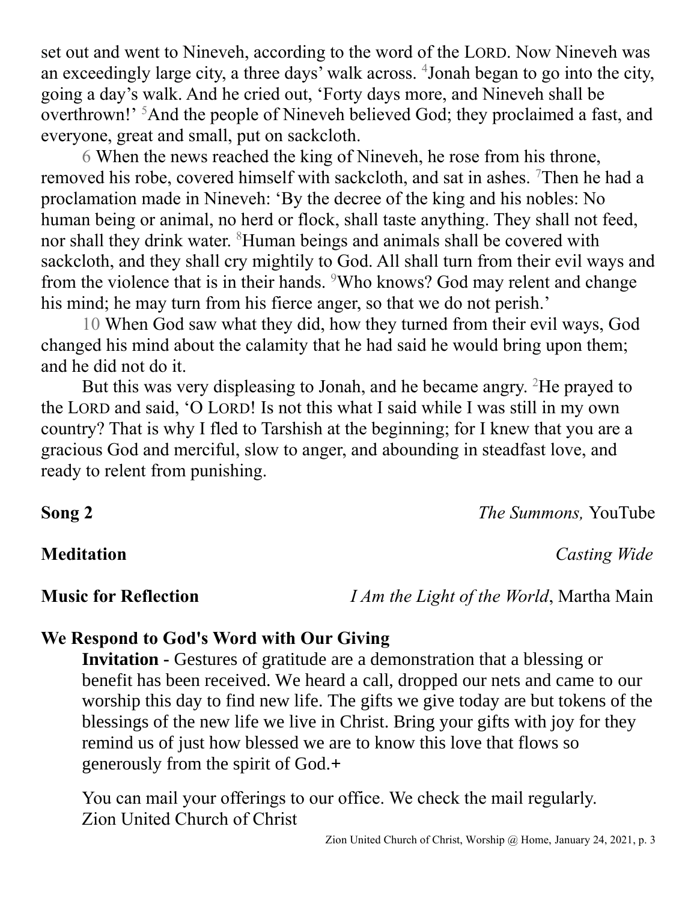set out and went to Nineveh, according to the word of the LORD. Now Nineveh was an exceedingly large city, a three days' walk across. [4]Jonah began to go into the city, going a day's walk. And he cried out, 'Forty days more, and Nineveh shall be overthrown!' [5]And the people of Nineveh believed God; they proclaimed a fast, and everyone, great and small, put on sackcloth.

6 When the news reached the king of Nineveh, he rose from his throne, removed his robe, covered himself with sackcloth, and sat in ashes. [7]Then he had a proclamation made in Nineveh: 'By the decree of the king and his nobles: No human being or animal, no herd or flock, shall taste anything. They shall not feed, nor shall they drink water. [8]Human beings and animals shall be covered with sackcloth, and they shall cry mightily to God. All shall turn from their evil ways and from the violence that is in their hands. [9]Who knows? God may relent and change his mind; he may turn from his fierce anger, so that we do not perish.'

10 When God saw what they did, how they turned from their evil ways, God changed his mind about the calamity that he had said he would bring upon them; and he did not do it.

But this was very displeasing to Jonah, and he became angry. [2]He prayed to the LORD and said, 'O LORD! Is not this what I said while I was still in my own country? That is why I fled to Tarshish at the beginning; for I knew that you are a gracious God and merciful, slow to anger, and abounding in steadfast love, and ready to relent from punishing.

**Song 2** — *The Summons,* YouTube

**Meditation** — *Casting Wide*

**Music for Reflection** — *I Am the Light of the World*, Martha Main

## We Respond to God's Word with Our Giving

**Invitation -** Gestures of gratitude are a demonstration that a blessing or benefit has been received. We heard a call, dropped our nets and came to our worship this day to find new life. The gifts we give today are but tokens of the blessings of the new life we live in Christ. Bring your gifts with joy for they remind us of just how blessed we are to know this love that flows so generously from the spirit of God.+

You can mail your offerings to our office. We check the mail regularly.
Zion United Church of Christ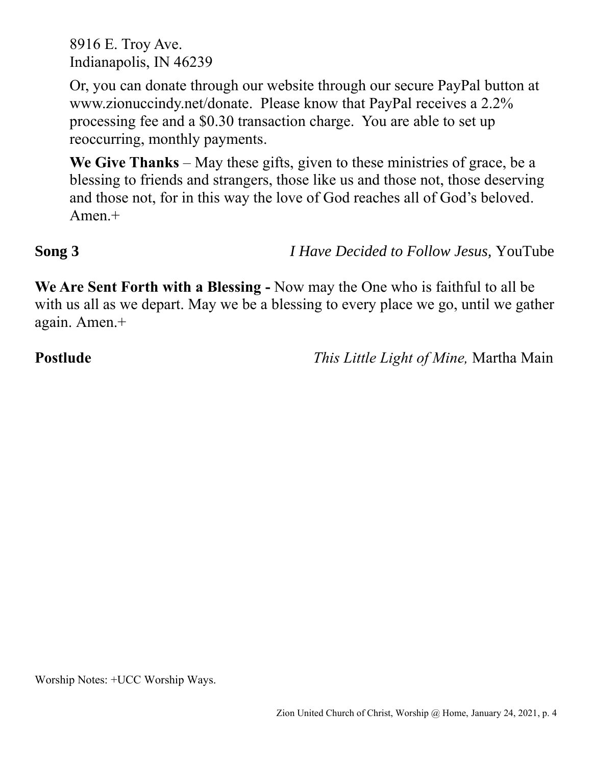8916 E. Troy Ave.
Indianapolis, IN 46239

Or, you can donate through our website through our secure PayPal button at www.zionuccindy.net/donate. Please know that PayPal receives a 2.2% processing fee and a $0.30 transaction charge. You are able to set up reoccurring, monthly payments.

**We Give Thanks** – May these gifts, given to these ministries of grace, be a blessing to friends and strangers, those like us and those not, those deserving and those not, for in this way the love of God reaches all of God's beloved. Amen.+

**Song 3** *I Have Decided to Follow Jesus,* YouTube

**We Are Sent Forth with a Blessing -** Now may the One who is faithful to all be with us all as we depart. May we be a blessing to every place we go, until we gather again. Amen.+

**Postlude** *This Little Light of Mine,* Martha Main

Worship Notes: +UCC Worship Ways.